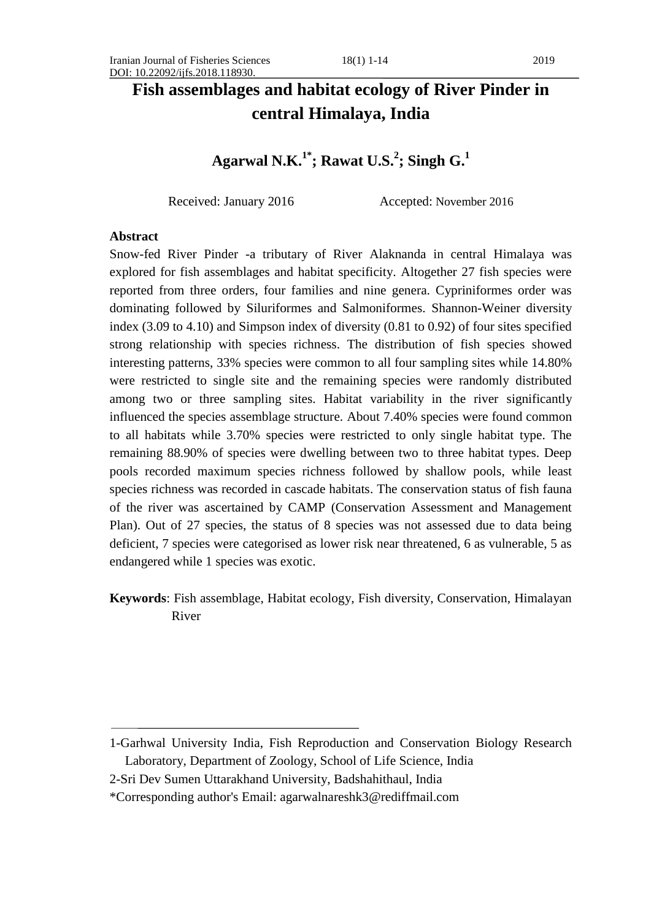DOI: 10.22092/ijfs.2018.118930.

# Fish assemblages and habitat ecology of River Pinder in central Himalaya, India

**Agarwal N.K.[1*]; Rawat U.S.[2]; Singh G.[1]**

Received: January 2016 Accepted: November 2016

## Abstract

Snow-fed River Pinder -a tributary of River Alaknanda in central Himalaya was explored for fish assemblages and habitat specificity. Altogether 27 fish species were reported from three orders, four families and nine genera. Cypriniformes order was dominating followed by Siluriformes and Salmoniformes. Shannon-Weiner diversity index (3.09 to 4.10) and Simpson index of diversity (0.81 to 0.92) of four sites specified strong relationship with species richness. The distribution of fish species showed interesting patterns, 33% species were common to all four sampling sites while 14.80% were restricted to single site and the remaining species were randomly distributed among two or three sampling sites. Habitat variability in the river significantly influenced the species assemblage structure. About 7.40% species were found common to all habitats while 3.70% species were restricted to only single habitat type. The remaining 88.90% of species were dwelling between two to three habitat types. Deep pools recorded maximum species richness followed by shallow pools, while least species richness was recorded in cascade habitats. The conservation status of fish fauna of the river was ascertained by CAMP (Conservation Assessment and Management Plan). Out of 27 species, the status of 8 species was not assessed due to data being deficient, 7 species were categorised as lower risk near threatened, 6 as vulnerable, 5 as endangered while 1 species was exotic.

**Keywords**: Fish assemblage, Habitat ecology, Fish diversity, Conservation, Himalayan River

---

1-Garhwal University India, Fish Reproduction and Conservation Biology Research Laboratory, Department of Zoology, School of Life Science, India

2-Sri Dev Sumen Uttarakhand University, Badshahithaul, India

*Corresponding author's Email: agarwalnareshk3@rediffmail.com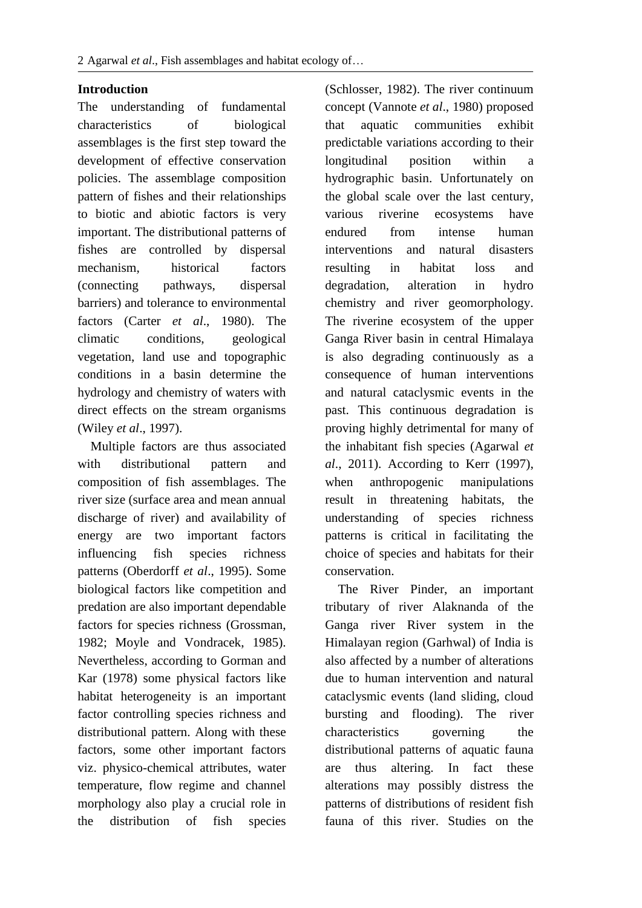## Introduction

The understanding of fundamental characteristics of biological assemblages is the first step toward the development of effective conservation policies. The assemblage composition pattern of fishes and their relationships to biotic and abiotic factors is very important. The distributional patterns of fishes are controlled by dispersal mechanism, historical factors (connecting pathways, dispersal barriers) and tolerance to environmental factors (Carter *et al*., 1980). The climatic conditions, geological vegetation, land use and topographic conditions in a basin determine the hydrology and chemistry of waters with direct effects on the stream organisms (Wiley *et al*., 1997).

Multiple factors are thus associated with distributional pattern and composition of fish assemblages. The river size (surface area and mean annual discharge of river) and availability of energy are two important factors influencing fish species richness patterns (Oberdorff *et al*., 1995). Some biological factors like competition and predation are also important dependable factors for species richness (Grossman, 1982; Moyle and Vondracek, 1985). Nevertheless, according to Gorman and Kar (1978) some physical factors like habitat heterogeneity is an important factor controlling species richness and distributional pattern. Along with these factors, some other important factors viz. physico-chemical attributes, water temperature, flow regime and channel morphology also play a crucial role in the distribution of fish species (Schlosser, 1982). The river continuum concept (Vannote *et al*., 1980) proposed that aquatic communities exhibit predictable variations according to their longitudinal position within a hydrographic basin. Unfortunately on the global scale over the last century, various riverine ecosystems have endured from intense human interventions and natural disasters resulting in habitat loss and degradation, alteration in hydro chemistry and river geomorphology. The riverine ecosystem of the upper Ganga River basin in central Himalaya is also degrading continuously as a consequence of human interventions and natural cataclysmic events in the past. This continuous degradation is proving highly detrimental for many of the inhabitant fish species (Agarwal *et al*., 2011). According to Kerr (1997), when anthropogenic manipulations result in threatening habitats, the understanding of species richness patterns is critical in facilitating the choice of species and habitats for their conservation.

The River Pinder, an important tributary of river Alaknanda of the Ganga river River system in the Himalayan region (Garhwal) of India is also affected by a number of alterations due to human intervention and natural cataclysmic events (land sliding, cloud bursting and flooding). The river characteristics governing the distributional patterns of aquatic fauna are thus altering. In fact these alterations may possibly distress the patterns of distributions of resident fish fauna of this river. Studies on the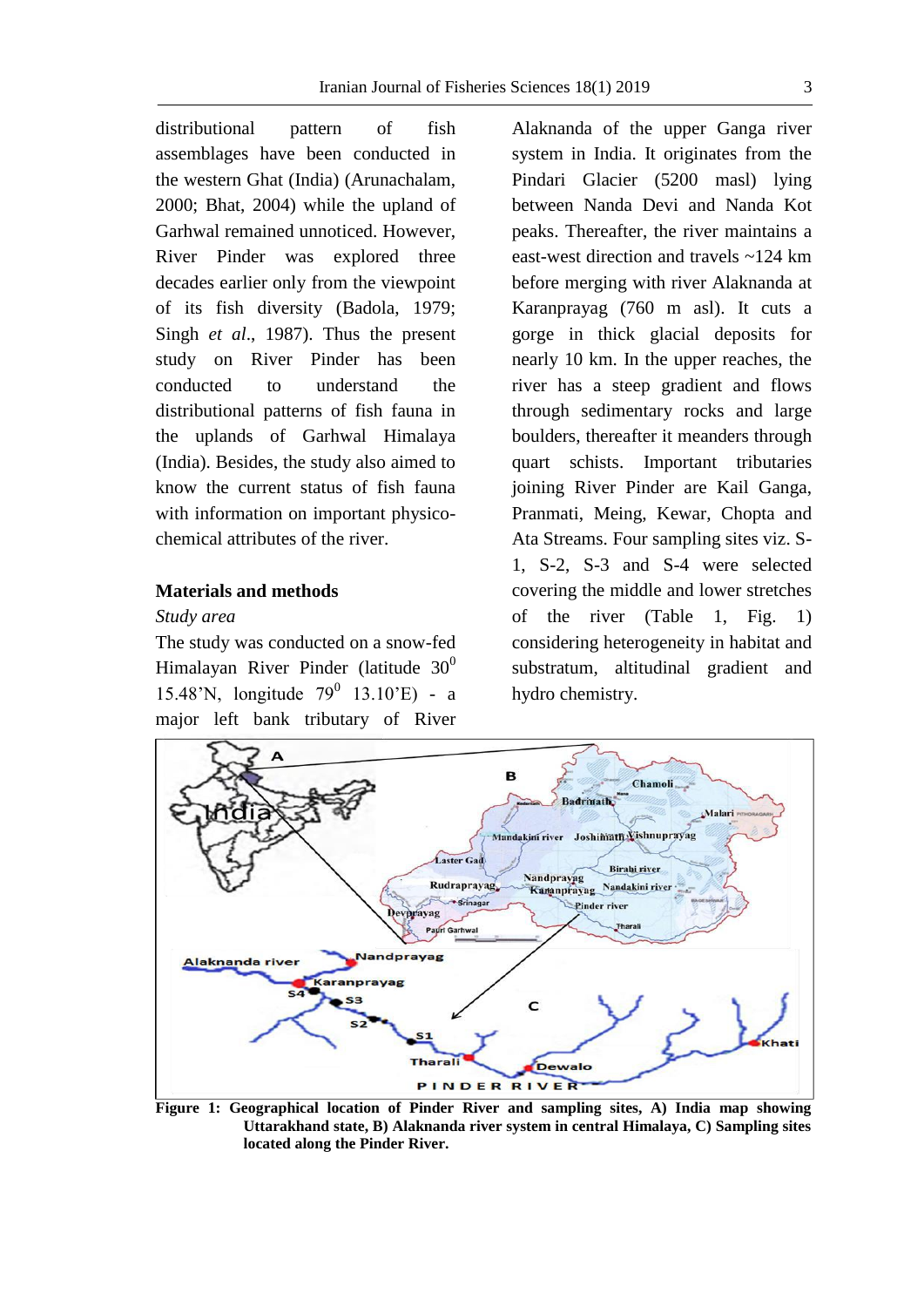distributional pattern of fish assemblages have been conducted in the western Ghat (India) (Arunachalam, 2000; Bhat, 2004) while the upland of Garhwal remained unnoticed. However, River Pinder was explored three decades earlier only from the viewpoint of its fish diversity (Badola, 1979; Singh *et al*., 1987). Thus the present study on River Pinder has been conducted to understand the distributional patterns of fish fauna in the uplands of Garhwal Himalaya (India). Besides, the study also aimed to know the current status of fish fauna with information on important physico-chemical attributes of the river.

## Materials and methods

### *Study area*

The study was conducted on a snow-fed Himalayan River Pinder (latitude $30^0$ 15.48'N, longitude $79^0$ 13.10'E) - a major left bank tributary of River Alaknanda of the upper Ganga river system in India. It originates from the Pindari Glacier (5200 masl) lying between Nanda Devi and Nanda Kot peaks. Thereafter, the river maintains a east-west direction and travels ~124 km before merging with river Alaknanda at Karanprayag (760 m asl). It cuts a gorge in thick glacial deposits for nearly 10 km. In the upper reaches, the river has a steep gradient and flows through sedimentary rocks and large boulders, thereafter it meanders through quart schists. Important tributaries joining River Pinder are Kail Ganga, Pranmati, Meing, Kewar, Chopta and Ata Streams. Four sampling sites viz. S-1, S-2, S-3 and S-4 were selected covering the middle and lower stretches of the river (Table 1, Fig. 1) considering heterogeneity in habitat and substratum, altitudinal gradient and hydro chemistry.

**Figure 1: Geographical location of Pinder River and sampling sites, A) India map showing Uttarakhand state, B) Alaknanda river system in central Himalaya, C) Sampling sites located along the Pinder River.**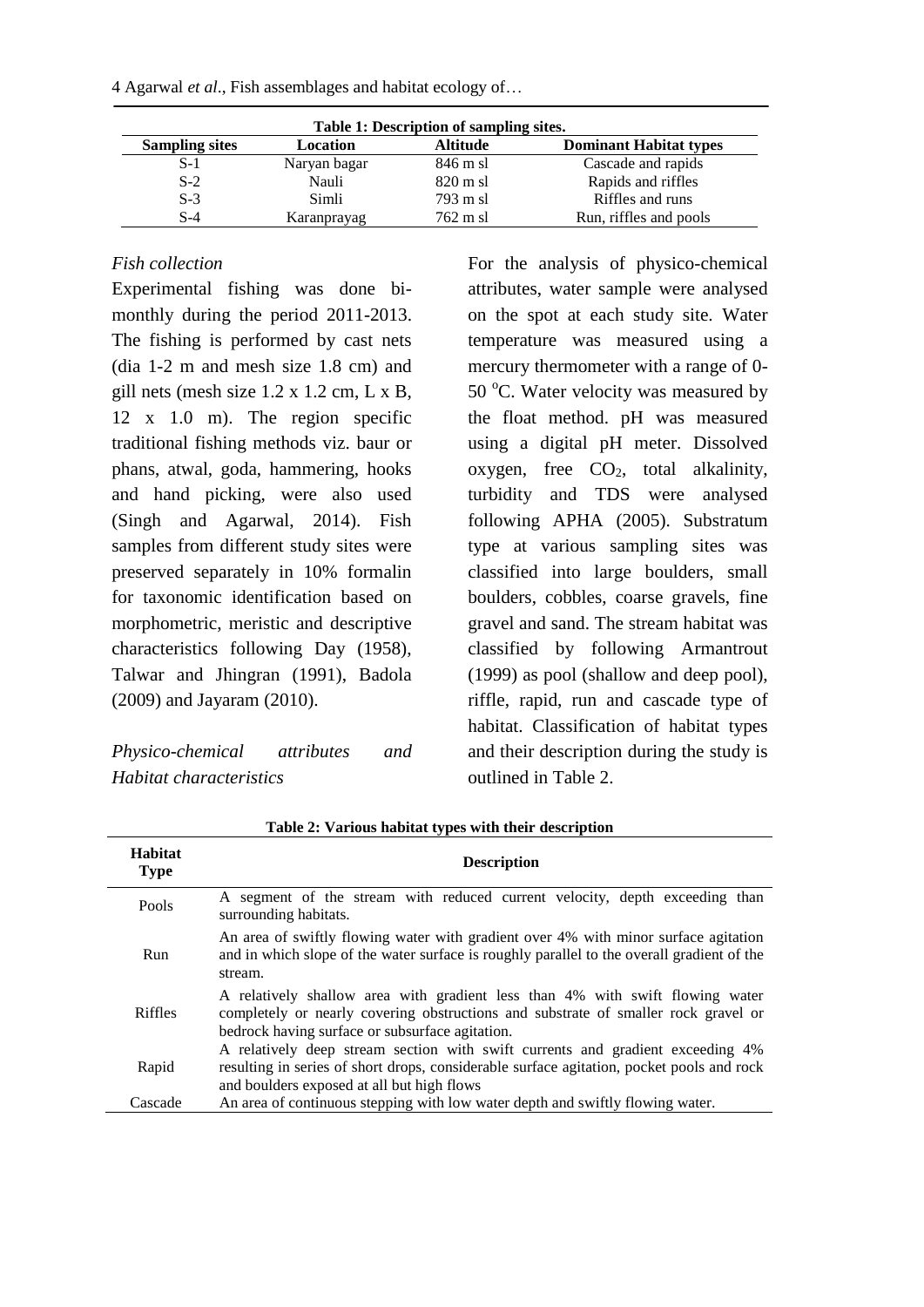**Table 1: Description of sampling sites.**

| Sampling sites | Location | Altitude | Dominant Habitat types |
|---|---|---|---|
| S-1 | Naryan bagar | 846 m sl | Cascade and rapids |
| S-2 | Nauli | 820 m sl | Rapids and riffles |
| S-3 | Simli | 793 m sl | Riffles and runs |
| S-4 | Karanprayag | 762 m sl | Run, riffles and pools |

*Fish collection*

Experimental fishing was done bi-monthly during the period 2011-2013. The fishing is performed by cast nets (dia 1-2 m and mesh size 1.8 cm) and gill nets (mesh size 1.2 x 1.2 cm, L x B, 12 x 1.0 m). The region specific traditional fishing methods viz. baur or phans, atwal, goda, hammering, hooks and hand picking, were also used (Singh and Agarwal, 2014). Fish samples from different study sites were preserved separately in 10% formalin for taxonomic identification based on morphometric, meristic and descriptive characteristics following Day (1958), Talwar and Jhingran (1991), Badola (2009) and Jayaram (2010).

*Physico-chemical attributes and Habitat characteristics*

For the analysis of physico-chemical attributes, water sample were analysed on the spot at each study site. Water temperature was measured using a mercury thermometer with a range of 0-50 $^{o}$C. Water velocity was measured by the float method. pH was measured using a digital pH meter. Dissolved oxygen, free $CO_2$, total alkalinity, turbidity and TDS were analysed following APHA (2005). Substratum type at various sampling sites was classified into large boulders, small boulders, cobbles, coarse gravels, fine gravel and sand. The stream habitat was classified by following Armantrout (1999) as pool (shallow and deep pool), riffle, rapid, run and cascade type of habitat. Classification of habitat types and their description during the study is outlined in Table 2.

**Table 2: Various habitat types with their description**

| Habitat Type | Description |
|---|---|
| Pools | A segment of the stream with reduced current velocity, depth exceeding than surrounding habitats. |
| Run | An area of swiftly flowing water with gradient over 4% with minor surface agitation and in which slope of the water surface is roughly parallel to the overall gradient of the stream. |
| Riffles | A relatively shallow area with gradient less than 4% with swift flowing water completely or nearly covering obstructions and substrate of smaller rock gravel or bedrock having surface or subsurface agitation. |
| Rapid | A relatively deep stream section with swift currents and gradient exceeding 4% resulting in series of short drops, considerable surface agitation, pocket pools and rock and boulders exposed at all but high flows |
| Cascade | An area of continuous stepping with low water depth and swiftly flowing water. |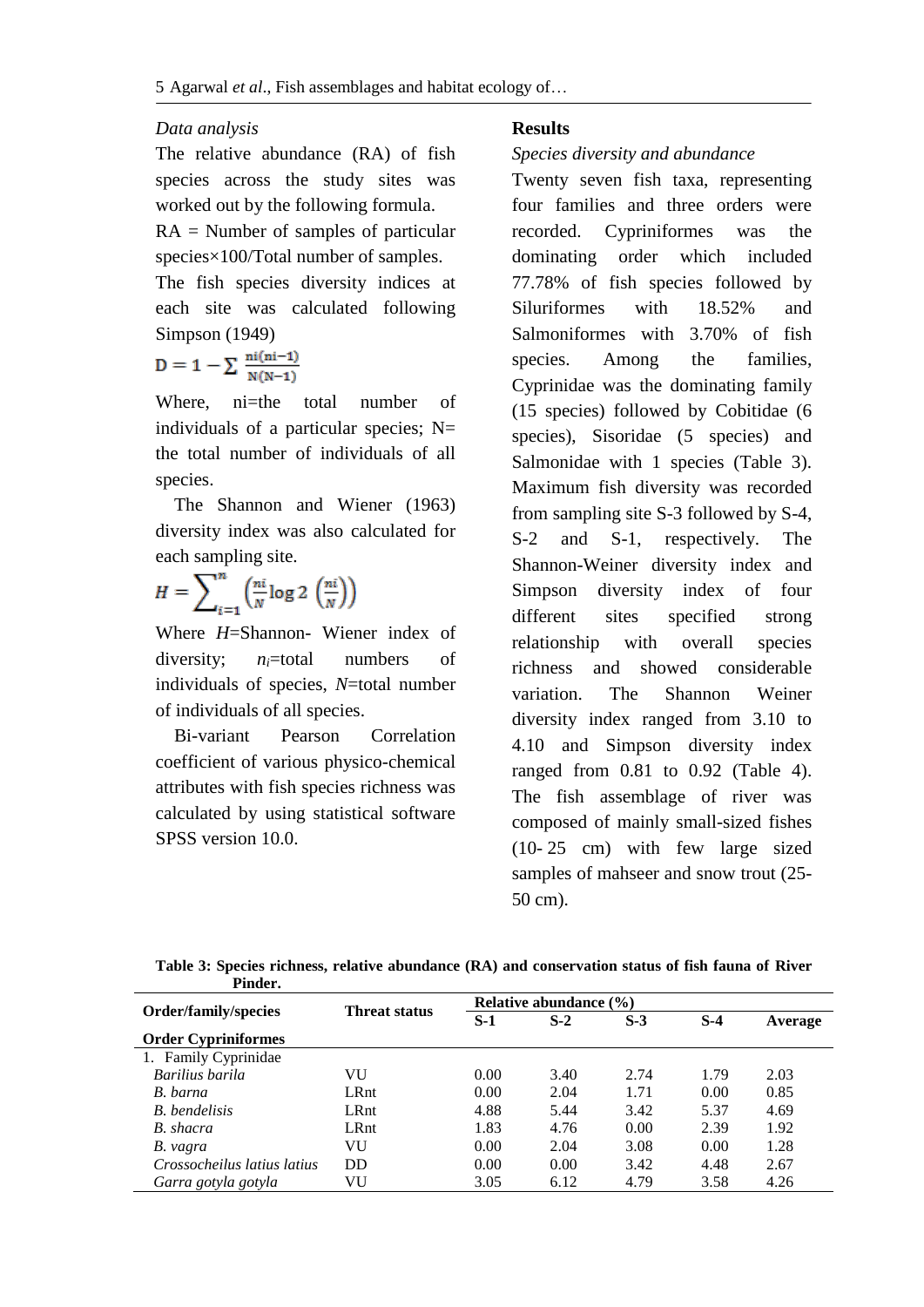*Data analysis*

The relative abundance (RA) of fish species across the study sites was worked out by the following formula.

RA = Number of samples of particular species×100/Total number of samples.

The fish species diversity indices at each site was calculated following Simpson (1949)

$$D = 1 - \sum \frac{ni(ni-1)}{N(N-1)}$$

Where, ni=the total number of individuals of a particular species; N= the total number of individuals of all species.

The Shannon and Wiener (1963) diversity index was also calculated for each sampling site.

$$H = \sum_{i=1}^{n} \left(\frac{ni}{N} \log 2 \left(\frac{ni}{N}\right)\right)$$

Where *H*=Shannon- Wiener index of diversity; $n_i$=total numbers of individuals of species, *N*=total number of individuals of all species.

Bi-variant Pearson Correlation coefficient of various physico-chemical attributes with fish species richness was calculated by using statistical software SPSS version 10.0.

## Results

*Species diversity and abundance*

Twenty seven fish taxa, representing four families and three orders were recorded. Cypriniformes was the dominating order which included 77.78% of fish species followed by Siluriformes with 18.52% and Salmoniformes with 3.70% of fish species. Among the families, Cyprinidae was the dominating family (15 species) followed by Cobitidae (6 species), Sisoridae (5 species) and Salmonidae with 1 species (Table 3). Maximum fish diversity was recorded from sampling site S-3 followed by S-4, S-2 and S-1, respectively. The Shannon-Weiner diversity index and Simpson diversity index of four different sites specified strong relationship with overall species richness and showed considerable variation. The Shannon Weiner diversity index ranged from 3.10 to 4.10 and Simpson diversity index ranged from 0.81 to 0.92 (Table 4). The fish assemblage of river was composed of mainly small-sized fishes (10- 25 cm) with few large sized samples of mahseer and snow trout (25-50 cm).

**Table 3: Species richness, relative abundance (RA) and conservation status of fish fauna of River Pinder.**

| Order/family/species | Threat status | Relative abundance (%) | | | | |
|---|---|---|---|---|---|---|
| | | S-1 | S-2 | S-3 | S-4 | Average |
| **Order Cypriniformes** | | | | | | |
| 1. Family Cyprinidae | | | | | | |
| *Barilius barila* | VU | 0.00 | 3.40 | 2.74 | 1.79 | 2.03 |
| *B. barna* | LRnt | 0.00 | 2.04 | 1.71 | 0.00 | 0.85 |
| *B. bendelisis* | LRnt | 4.88 | 5.44 | 3.42 | 5.37 | 4.69 |
| *B. shacra* | LRnt | 1.83 | 4.76 | 0.00 | 2.39 | 1.92 |
| *B. vagra* | VU | 0.00 | 2.04 | 3.08 | 0.00 | 1.28 |
| *Crossocheilus latius latius* | DD | 0.00 | 0.00 | 3.42 | 4.48 | 2.67 |
| *Garra gotyla gotyla* | VU | 3.05 | 6.12 | 4.79 | 3.58 | 4.26 |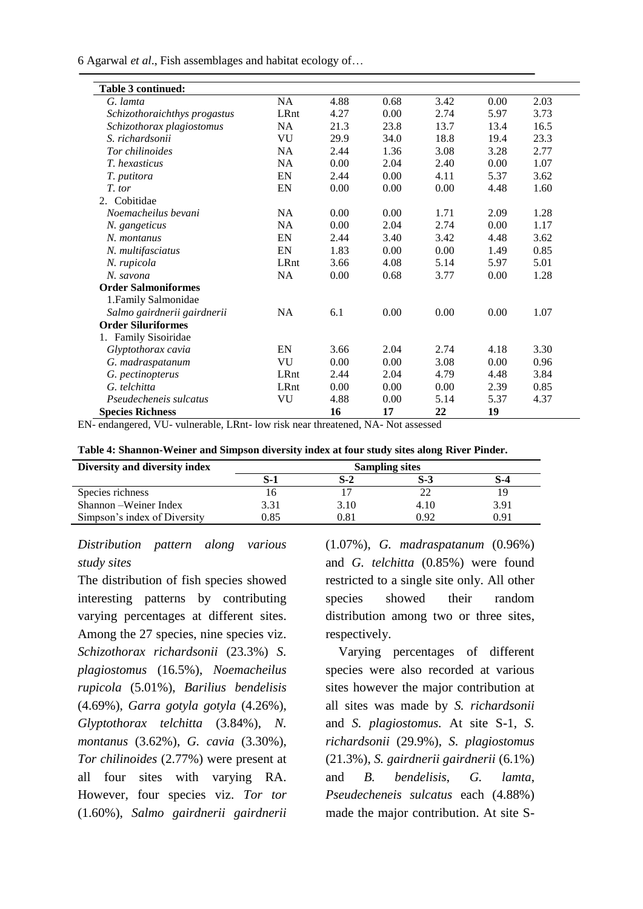| Table 3 continued: | | | | | | |
|---|---|---|---|---|---|---|
| *G. lamta* | NA | 4.88 | 0.68 | 3.42 | 0.00 | 2.03 |
| *Schizothoraichthys progastus* | LRnt | 4.27 | 0.00 | 2.74 | 5.97 | 3.73 |
| *Schizothorax plagiostomus* | NA | 21.3 | 23.8 | 13.7 | 13.4 | 16.5 |
| *S. richardsonii* | VU | 29.9 | 34.0 | 18.8 | 19.4 | 23.3 |
| *Tor chilinoides* | NA | 2.44 | 1.36 | 3.08 | 3.28 | 2.77 |
| *T. hexasticus* | NA | 0.00 | 2.04 | 2.40 | 0.00 | 1.07 |
| *T. putitora* | EN | 2.44 | 0.00 | 4.11 | 5.37 | 3.62 |
| *T. tor* | EN | 0.00 | 0.00 | 0.00 | 4.48 | 1.60 |
| 2. Cobitidae | | | | | | |
| *Noemacheilus bevani* | NA | 0.00 | 0.00 | 1.71 | 2.09 | 1.28 |
| *N. gangeticus* | NA | 0.00 | 2.04 | 2.74 | 0.00 | 1.17 |
| *N. montanus* | EN | 2.44 | 3.40 | 3.42 | 4.48 | 3.62 |
| *N. multifasciatus* | EN | 1.83 | 0.00 | 0.00 | 1.49 | 0.85 |
| *N. rupicola* | LRnt | 3.66 | 4.08 | 5.14 | 5.97 | 5.01 |
| *N. savona* | NA | 0.00 | 0.68 | 3.77 | 0.00 | 1.28 |
| **Order Salmoniformes** | | | | | | |
| 1.Family Salmonidae | | | | | | |
| *Salmo gairdnerii gairdnerii* | NA | 6.1 | 0.00 | 0.00 | 0.00 | 1.07 |
| **Order Siluriformes** | | | | | | |
| 1. Family Sisoiridae | | | | | | |
| *Glyptothorax cavia* | EN | 3.66 | 2.04 | 2.74 | 4.18 | 3.30 |
| *G. madraspatanum* | VU | 0.00 | 0.00 | 3.08 | 0.00 | 0.96 |
| *G. pectinopterus* | LRnt | 2.44 | 2.04 | 4.79 | 4.48 | 3.84 |
| *G. telchitta* | LRnt | 0.00 | 0.00 | 0.00 | 2.39 | 0.85 |
| *Pseudecheneis sulcatus* | VU | 4.88 | 0.00 | 5.14 | 5.37 | 4.37 |
| **Species Richness** | | **16** | **17** | **22** | **19** | |

EN- endangered, VU- vulnerable, LRnt- low risk near threatened, NA- Not assessed

**Table 4: Shannon-Weiner and Simpson diversity index at four study sites along River Pinder.**

| Diversity and diversity index | Sampling sites | | | |
|---|---|---|---|---|
| | **S-1** | **S-2** | **S-3** | **S-4** |
| Species richness | 16 | 17 | 22 | 19 |
| Shannon –Weiner Index | 3.31 | 3.10 | 4.10 | 3.91 |
| Simpson's index of Diversity | 0.85 | 0.81 | 0.92 | 0.91 |

*Distribution pattern along various study sites*

The distribution of fish species showed interesting patterns by contributing varying percentages at different sites. Among the 27 species, nine species viz. *Schizothorax richardsonii* (23.3%) *S. plagiostomus* (16.5%), *Noemacheilus rupicola* (5.01%), *Barilius bendelisis* (4.69%), *Garra gotyla gotyla* (4.26%), *Glyptothorax telchitta* (3.84%), *N. montanus* (3.62%), *G. cavia* (3.30%), *Tor chilinoides* (2.77%) were present at all four sites with varying RA. However, four species viz. *Tor tor* (1.60%), *Salmo gairdnerii gairdnerii* (1.07%), *G. madraspatanum* (0.96%) and *G. telchitta* (0.85%) were found restricted to a single site only. All other species showed their random distribution among two or three sites, respectively.

Varying percentages of different species were also recorded at various sites however the major contribution at all sites was made by *S. richardsonii* and *S. plagiostomus*. At site S-1, *S. richardsonii* (29.9%), *S. plagiostomus* (21.3%), *S. gairdnerii gairdnerii* (6.1%) and *B. bendelisis*, *G. lamta*, *Pseudecheneis sulcatus* each (4.88%) made the major contribution. At site S-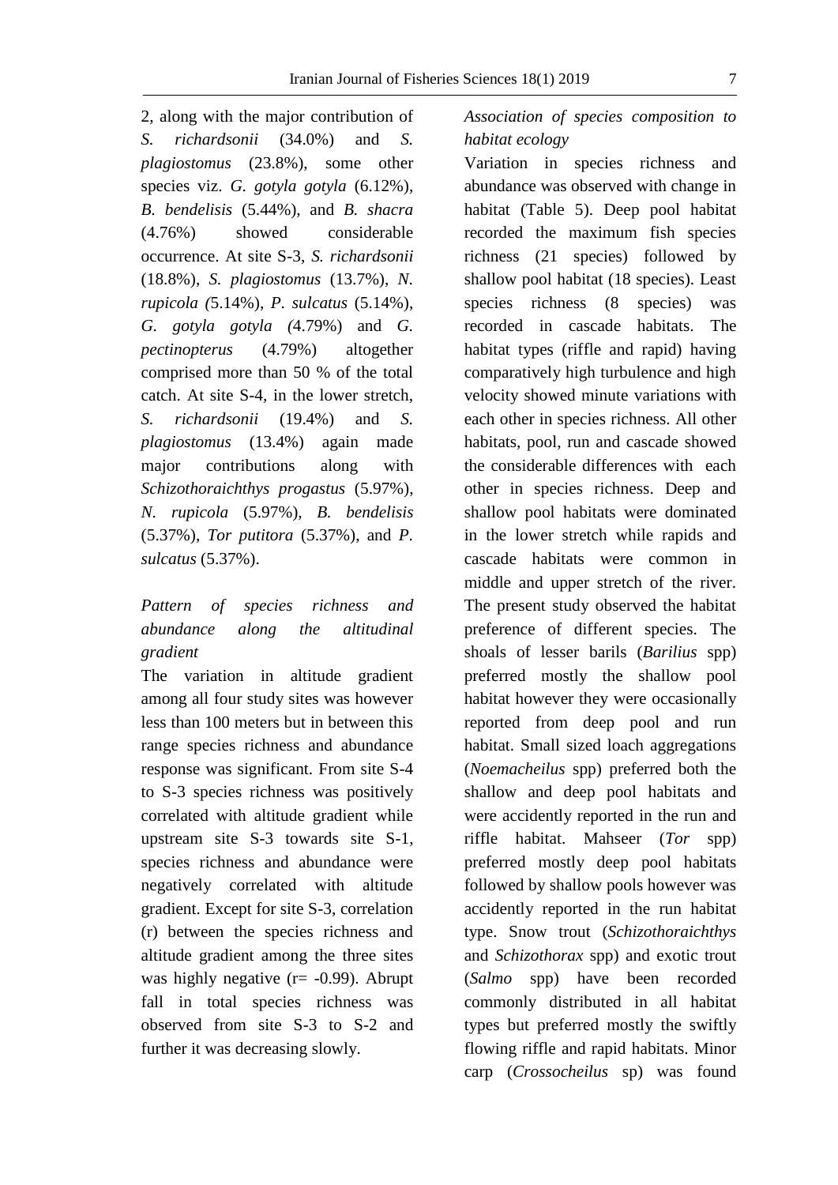2, along with the major contribution of *S. richardsonii* (34.0%) and *S. plagiostomus* (23.8%), some other species viz. *G. gotyla gotyla* (6.12%), *B. bendelisis* (5.44%), and *B. shacra* (4.76%) showed considerable occurrence. At site S-3, *S. richardsonii* (18.8%), *S. plagiostomus* (13.7%), *N. rupicola (*5.14%), *P. sulcatus* (5.14%), *G. gotyla gotyla (*4.79%) and *G. pectinopterus* (4.79%) altogether comprised more than 50 % of the total catch. At site S-4, in the lower stretch, *S. richardsonii* (19.4%) and *S. plagiostomus* (13.4%) again made major contributions along with *Schizothoraichthys progastus* (5.97%), *N. rupicola* (5.97%), *B. bendelisis* (5.37%), *Tor putitora* (5.37%), and *P. sulcatus* (5.37%).

*Pattern of species richness and abundance along the altitudinal gradient*

The variation in altitude gradient among all four study sites was however less than 100 meters but in between this range species richness and abundance response was significant. From site S-4 to S-3 species richness was positively correlated with altitude gradient while upstream site S-3 towards site S-1, species richness and abundance were negatively correlated with altitude gradient. Except for site S-3, correlation (r) between the species richness and altitude gradient among the three sites was highly negative (r= -0.99). Abrupt fall in total species richness was observed from site S-3 to S-2 and further it was decreasing slowly.

*Association of species composition to habitat ecology*

Variation in species richness and abundance was observed with change in habitat (Table 5). Deep pool habitat recorded the maximum fish species richness (21 species) followed by shallow pool habitat (18 species). Least species richness (8 species) was recorded in cascade habitats. The habitat types (riffle and rapid) having comparatively high turbulence and high velocity showed minute variations with each other in species richness. All other habitats, pool, run and cascade showed the considerable differences with each other in species richness. Deep and shallow pool habitats were dominated in the lower stretch while rapids and cascade habitats were common in middle and upper stretch of the river. The present study observed the habitat preference of different species. The shoals of lesser barils (*Barilius* spp) preferred mostly the shallow pool habitat however they were occasionally reported from deep pool and run habitat. Small sized loach aggregations (*Noemacheilus* spp) preferred both the shallow and deep pool habitats and were accidently reported in the run and riffle habitat. Mahseer (*Tor* spp) preferred mostly deep pool habitats followed by shallow pools however was accidently reported in the run habitat type. Snow trout (*Schizothoraichthys* and *Schizothorax* spp) and exotic trout (*Salmo* spp) have been recorded commonly distributed in all habitat types but preferred mostly the swiftly flowing riffle and rapid habitats. Minor carp (*Crossocheilus* sp) was found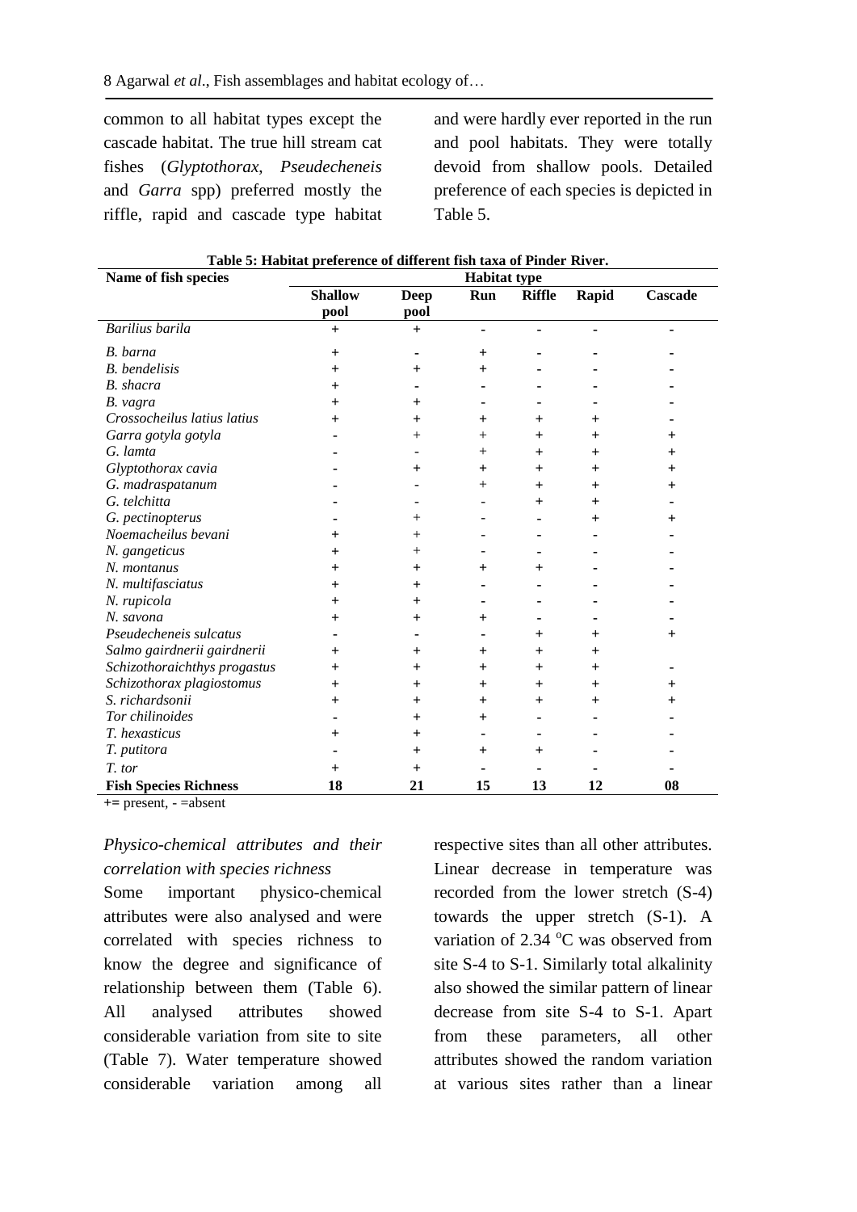common to all habitat types except the cascade habitat. The true hill stream cat fishes (*Glyptothorax*, *Pseudecheneis* and *Garra* spp) preferred mostly the riffle, rapid and cascade type habitat and were hardly ever reported in the run and pool habitats. They were totally devoid from shallow pools. Detailed preference of each species is depicted in Table 5.

**Table 5: Habitat preference of different fish taxa of Pinder River.**

| Name of fish species | Habitat type | | | | | |
|---|---|---|---|---|---|---|
| | Shallow pool | Deep pool | Run | Riffle | Rapid | Cascade |
| *Barilius barila* | + | + | - | - | - | - |
| *B. barna* | + | - | + | - | - | - |
| *B. bendelisis* | + | + | + | - | - | - |
| *B. shacra* | + | - | - | - | - | - |
| *B. vagra* | + | + | - | - | - | - |
| *Crossocheilus latius latius* | + | + | + | + | + | - |
| *Garra gotyla gotyla* | - | + | + | + | + | + |
| *G. lamta* | - | - | + | + | + | + |
| *Glyptothorax cavia* | - | + | + | + | + | + |
| *G. madraspatanum* | - | - | + | + | + | + |
| *G. telchitta* | - | - | - | + | + | - |
| *G. pectinopterus* | - | + | - | - | + | + |
| *Noemacheilus bevani* | + | + | - | - | - | - |
| *N. gangeticus* | + | + | - | - | - | - |
| *N. montanus* | + | + | + | + | - | - |
| *N. multifasciatus* | + | + | - | - | - | - |
| *N. rupicola* | + | + | - | - | - | - |
| *N. savona* | + | + | + | - | - | - |
| *Pseudecheneis sulcatus* | - | - | - | + | + | + |
| *Salmo gairdnerii gairdnerii* | + | + | + | + | + | |
| *Schizothoraichthys progastus* | + | + | + | + | + | - |
| *Schizothorax plagiostomus* | + | + | + | + | + | + |
| *S. richardsonii* | + | + | + | + | + | + |
| *Tor chilinoides* | - | + | + | - | - | - |
| *T. hexasticus* | + | + | - | - | - | - |
| *T. putitora* | - | + | + | + | - | - |
| *T. tor* | + | + | - | - | - | - |
| **Fish Species Richness** | **18** | **21** | **15** | **13** | **12** | **08** |

**+=** present, - =absent

*Physico-chemical attributes and their correlation with species richness*

Some important physico-chemical attributes were also analysed and were correlated with species richness to know the degree and significance of relationship between them (Table 6). All analysed attributes showed considerable variation from site to site (Table 7). Water temperature showed considerable variation among all respective sites than all other attributes. Linear decrease in temperature was recorded from the lower stretch (S-4) towards the upper stretch (S-1). A variation of 2.34 $^{o}$C was observed from site S-4 to S-1. Similarly total alkalinity also showed the similar pattern of linear decrease from site S-4 to S-1. Apart from these parameters, all other attributes showed the random variation at various sites rather than a linear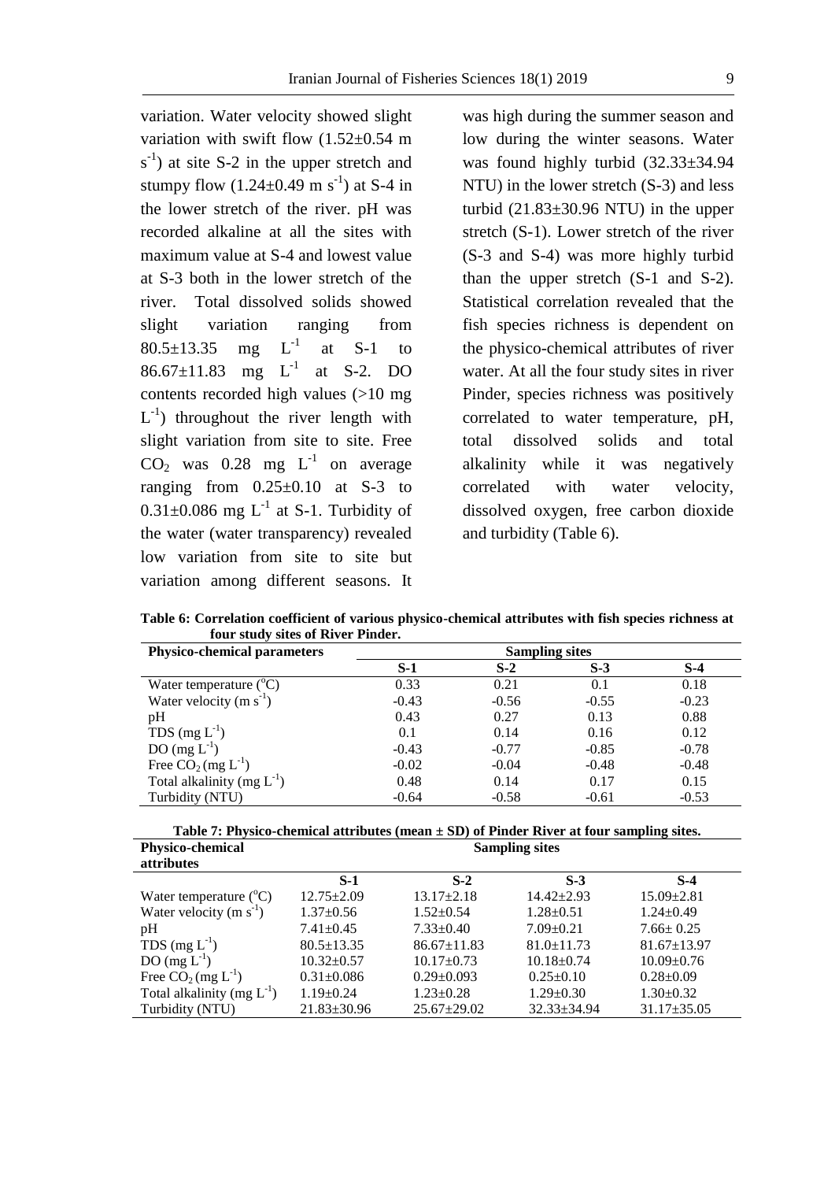variation. Water velocity showed slight variation with swift flow (1.52±0.54 m $s^{-1}$) at site S-2 in the upper stretch and stumpy flow (1.24±0.49 m $s^{-1}$) at S-4 in the lower stretch of the river. pH was recorded alkaline at all the sites with maximum value at S-4 and lowest value at S-3 both in the lower stretch of the river. Total dissolved solids showed slight variation ranging from 80.5±13.35 mg $L^{-1}$ at S-1 to 86.67±11.83 mg $L^{-1}$ at S-2. DO contents recorded high values (>10 mg $L^{-1}$) throughout the river length with slight variation from site to site. Free $CO_2$ was 0.28 mg $L^{-1}$ on average ranging from 0.25±0.10 at S-3 to 0.31±0.086 mg $L^{-1}$ at S-1. Turbidity of the water (water transparency) revealed low variation from site to site but variation among different seasons. It was high during the summer season and low during the winter seasons. Water was found highly turbid (32.33±34.94 NTU) in the lower stretch (S-3) and less turbid (21.83±30.96 NTU) in the upper stretch (S-1). Lower stretch of the river (S-3 and S-4) was more highly turbid than the upper stretch (S-1 and S-2). Statistical correlation revealed that the fish species richness is dependent on the physico-chemical attributes of river water. At all the four study sites in river Pinder, species richness was positively correlated to water temperature, pH, total dissolved solids and total alkalinity while it was negatively correlated with water velocity, dissolved oxygen, free carbon dioxide and turbidity (Table 6).

**Table 6: Correlation coefficient of various physico-chemical attributes with fish species richness at four study sites of River Pinder.**

| Physico-chemical parameters | Sampling sites | | | |
|---|---|---|---|---|
| | S-1 | S-2 | S-3 | S-4 |
| Water temperature (°C) | 0.33 | 0.21 | 0.1 | 0.18 |
| Water velocity (m $s^{-1}$) | -0.43 | -0.56 | -0.55 | -0.23 |
| pH | 0.43 | 0.27 | 0.13 | 0.88 |
| TDS (mg $L^{-1}$) | 0.1 | 0.14 | 0.16 | 0.12 |
| DO (mg $L^{-1}$) | -0.43 | -0.77 | -0.85 | -0.78 |
| Free $CO_2$ (mg $L^{-1}$) | -0.02 | -0.04 | -0.48 | -0.48 |
| Total alkalinity (mg $L^{-1}$) | 0.48 | 0.14 | 0.17 | 0.15 |
| Turbidity (NTU) | -0.64 | -0.58 | -0.61 | -0.53 |

**Table 7: Physico-chemical attributes (mean ± SD) of Pinder River at four sampling sites.**

| Physico-chemical attributes | Sampling sites | | | |
|---|---|---|---|---|
| | S-1 | S-2 | S-3 | S-4 |
| Water temperature (°C) | 12.75±2.09 | 13.17±2.18 | 14.42±2.93 | 15.09±2.81 |
| Water velocity (m $s^{-1}$) | 1.37±0.56 | 1.52±0.54 | 1.28±0.51 | 1.24±0.49 |
| pH | 7.41±0.45 | 7.33±0.40 | 7.09±0.21 | 7.66± 0.25 |
| TDS (mg $L^{-1}$) | 80.5±13.35 | 86.67±11.83 | 81.0±11.73 | 81.67±13.97 |
| DO (mg $L^{-1}$) | 10.32±0.57 | 10.17±0.73 | 10.18±0.74 | 10.09±0.76 |
| Free $CO_2$ (mg $L^{-1}$) | 0.31±0.086 | 0.29±0.093 | 0.25±0.10 | 0.28±0.09 |
| Total alkalinity (mg $L^{-1}$) | 1.19±0.24 | 1.23±0.28 | 1.29±0.30 | 1.30±0.32 |
| Turbidity (NTU) | 21.83±30.96 | 25.67±29.02 | 32.33±34.94 | 31.17±35.05 |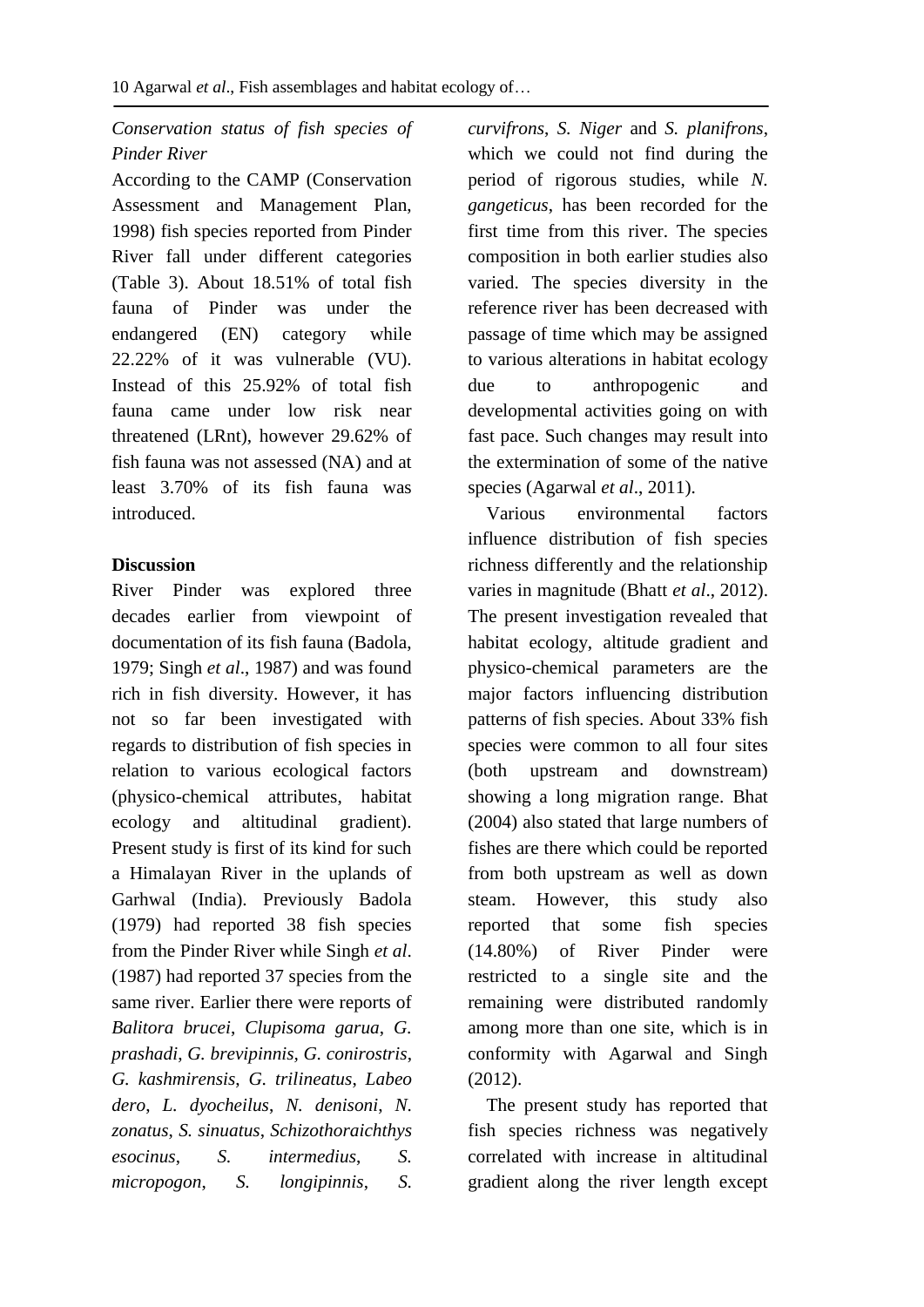*Conservation status of fish species of Pinder River*

According to the CAMP (Conservation Assessment and Management Plan, 1998) fish species reported from Pinder River fall under different categories (Table 3). About 18.51% of total fish fauna of Pinder was under the endangered (EN) category while 22.22% of it was vulnerable (VU). Instead of this 25.92% of total fish fauna came under low risk near threatened (LRnt), however 29.62% of fish fauna was not assessed (NA) and at least 3.70% of its fish fauna was introduced.

## Discussion

River Pinder was explored three decades earlier from viewpoint of documentation of its fish fauna (Badola, 1979; Singh *et al*., 1987) and was found rich in fish diversity. However, it has not so far been investigated with regards to distribution of fish species in relation to various ecological factors (physico-chemical attributes, habitat ecology and altitudinal gradient). Present study is first of its kind for such a Himalayan River in the uplands of Garhwal (India). Previously Badola (1979) had reported 38 fish species from the Pinder River while Singh *et al*. (1987) had reported 37 species from the same river. Earlier there were reports of *Balitora brucei*, *Clupisoma garua*, *G. prashadi*, *G. brevipinnis*, *G. conirostris*, *G. kashmirensis*, *G. trilineatus*, *Labeo dero*, *L. dyocheilus*, *N. denisoni*, *N. zonatus*, *S. sinuatus*, *Schizothoraichthys esocinus*, *S. intermedius*, *S. micropogon*, *S. longipinnis*, *S. curvifrons*, *S. Niger* and *S. planifrons*, which we could not find during the period of rigorous studies, while *N. gangeticus*, has been recorded for the first time from this river. The species composition in both earlier studies also varied. The species diversity in the reference river has been decreased with passage of time which may be assigned to various alterations in habitat ecology due to anthropogenic and developmental activities going on with fast pace. Such changes may result into the extermination of some of the native species (Agarwal *et al*., 2011).

Various environmental factors influence distribution of fish species richness differently and the relationship varies in magnitude (Bhatt *et al*., 2012). The present investigation revealed that habitat ecology, altitude gradient and physico-chemical parameters are the major factors influencing distribution patterns of fish species. About 33% fish species were common to all four sites (both upstream and downstream) showing a long migration range. Bhat (2004) also stated that large numbers of fishes are there which could be reported from both upstream as well as down steam. However, this study also reported that some fish species (14.80%) of River Pinder were restricted to a single site and the remaining were distributed randomly among more than one site, which is in conformity with Agarwal and Singh (2012).

The present study has reported that fish species richness was negatively correlated with increase in altitudinal gradient along the river length except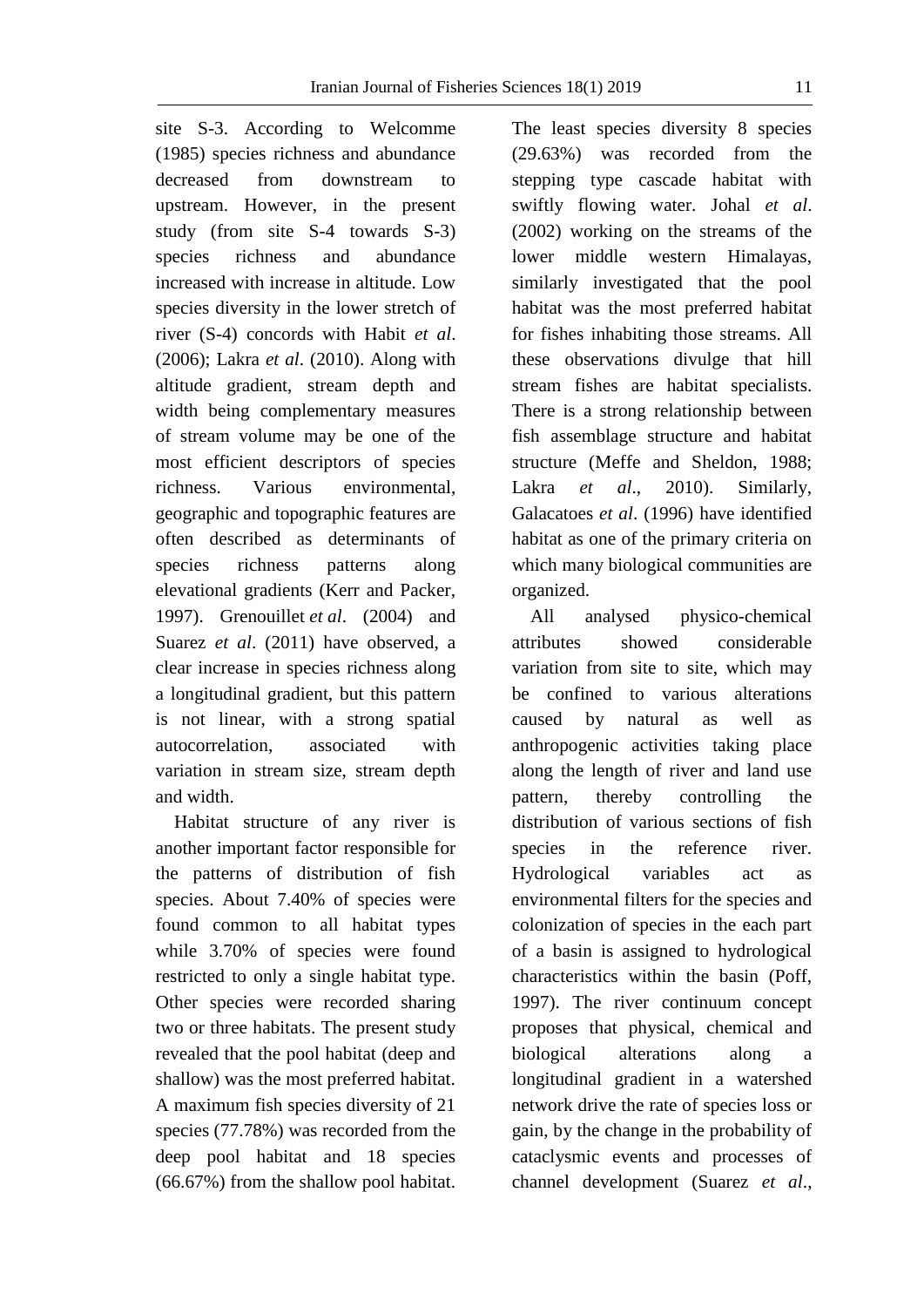site S-3. According to Welcomme (1985) species richness and abundance decreased from downstream to upstream. However, in the present study (from site S-4 towards S-3) species richness and abundance increased with increase in altitude. Low species diversity in the lower stretch of river (S-4) concords with Habit *et al*. (2006); Lakra *et al*. (2010). Along with altitude gradient, stream depth and width being complementary measures of stream volume may be one of the most efficient descriptors of species richness. Various environmental, geographic and topographic features are often described as determinants of species richness patterns along elevational gradients (Kerr and Packer, 1997). Grenouillet *et al*. (2004) and Suarez *et al*. (2011) have observed, a clear increase in species richness along a longitudinal gradient, but this pattern is not linear, with a strong spatial autocorrelation, associated with variation in stream size, stream depth and width.

Habitat structure of any river is another important factor responsible for the patterns of distribution of fish species. About 7.40% of species were found common to all habitat types while 3.70% of species were found restricted to only a single habitat type. Other species were recorded sharing two or three habitats. The present study revealed that the pool habitat (deep and shallow) was the most preferred habitat. A maximum fish species diversity of 21 species (77.78%) was recorded from the deep pool habitat and 18 species (66.67%) from the shallow pool habitat. The least species diversity 8 species (29.63%) was recorded from the stepping type cascade habitat with swiftly flowing water. Johal *et al*. (2002) working on the streams of the lower middle western Himalayas, similarly investigated that the pool habitat was the most preferred habitat for fishes inhabiting those streams. All these observations divulge that hill stream fishes are habitat specialists. There is a strong relationship between fish assemblage structure and habitat structure (Meffe and Sheldon, 1988; Lakra *et al*., 2010). Similarly, Galacatoes *et al*. (1996) have identified habitat as one of the primary criteria on which many biological communities are organized.

All analysed physico-chemical attributes showed considerable variation from site to site, which may be confined to various alterations caused by natural as well as anthropogenic activities taking place along the length of river and land use pattern, thereby controlling the distribution of various sections of fish species in the reference river. Hydrological variables act as environmental filters for the species and colonization of species in the each part of a basin is assigned to hydrological characteristics within the basin (Poff, 1997). The river continuum concept proposes that physical, chemical and biological alterations along a longitudinal gradient in a watershed network drive the rate of species loss or gain, by the change in the probability of cataclysmic events and processes of channel development (Suarez *et al*.,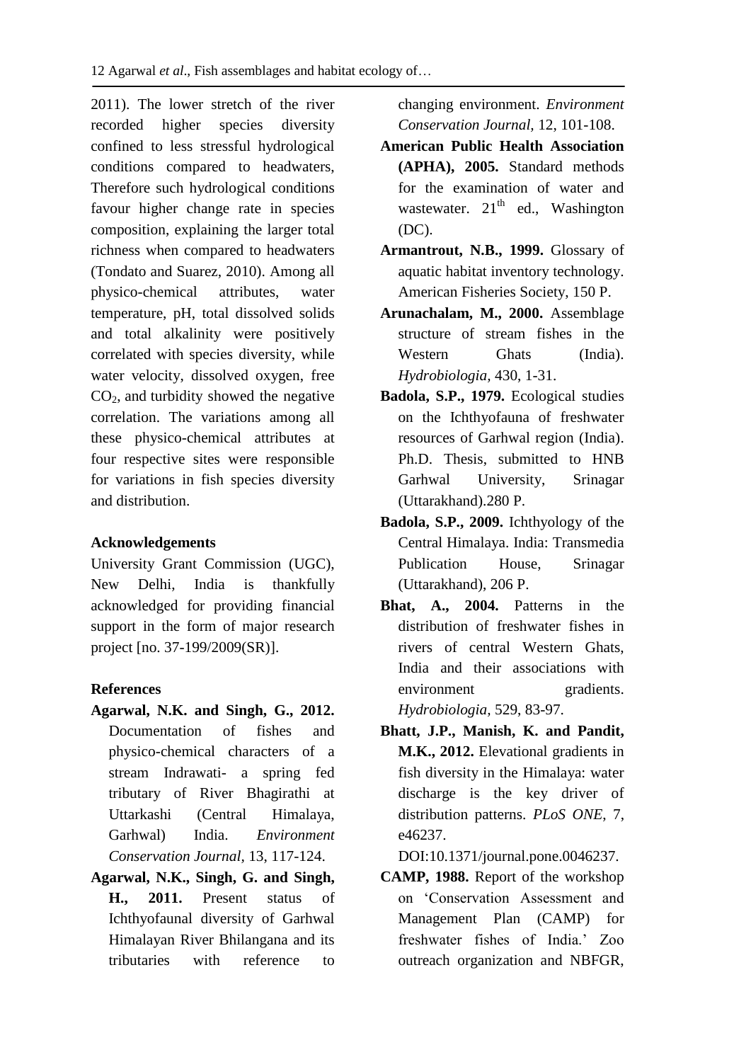2011). The lower stretch of the river recorded higher species diversity confined to less stressful hydrological conditions compared to headwaters, Therefore such hydrological conditions favour higher change rate in species composition, explaining the larger total richness when compared to headwaters (Tondato and Suarez, 2010). Among all physico-chemical attributes, water temperature, pH, total dissolved solids and total alkalinity were positively correlated with species diversity, while water velocity, dissolved oxygen, free $CO_2$, and turbidity showed the negative correlation. The variations among all these physico-chemical attributes at four respective sites were responsible for variations in fish species diversity and distribution.

## Acknowledgements

University Grant Commission (UGC), New Delhi, India is thankfully acknowledged for providing financial support in the form of major research project [no. 37-199/2009(SR)].

## References

**Agarwal, N.K. and Singh, G., 2012.** Documentation of fishes and physico-chemical characters of a stream Indrawati- a spring fed tributary of River Bhagirathi at Uttarkashi (Central Himalaya, Garhwal) India. *Environment Conservation Journal*, 13, 117-124.

**Agarwal, N.K., Singh, G. and Singh, H., 2011.** Present status of Ichthyofaunal diversity of Garhwal Himalayan River Bhilangana and its tributaries with reference to changing environment. *Environment Conservation Journal*, 12, 101-108.

**American Public Health Association (APHA), 2005.** Standard methods for the examination of water and wastewater. 21th ed., Washington (DC).

**Armantrout, N.B., 1999.** Glossary of aquatic habitat inventory technology. American Fisheries Society, 150 P.

**Arunachalam, M., 2000.** Assemblage structure of stream fishes in the Western Ghats (India). *Hydrobiologia*, 430, 1-31.

**Badola, S.P., 1979.** Ecological studies on the Ichthyofauna of freshwater resources of Garhwal region (India). Ph.D. Thesis, submitted to HNB Garhwal University, Srinagar (Uttarakhand).280 P.

**Badola, S.P., 2009.** Ichthyology of the Central Himalaya. India: Transmedia Publication House, Srinagar (Uttarakhand), 206 P.

**Bhat, A., 2004.** Patterns in the distribution of freshwater fishes in rivers of central Western Ghats, India and their associations with environment gradients. *Hydrobiologia*, 529, 83-97.

**Bhatt, J.P., Manish, K. and Pandit, M.K., 2012.** Elevational gradients in fish diversity in the Himalaya: water discharge is the key driver of distribution patterns. *PLoS ONE*, 7, e46237. DOI:10.1371/journal.pone.0046237.

**CAMP, 1988.** Report of the workshop on 'Conservation Assessment and Management Plan (CAMP) for freshwater fishes of India.' Zoo outreach organization and NBFGR,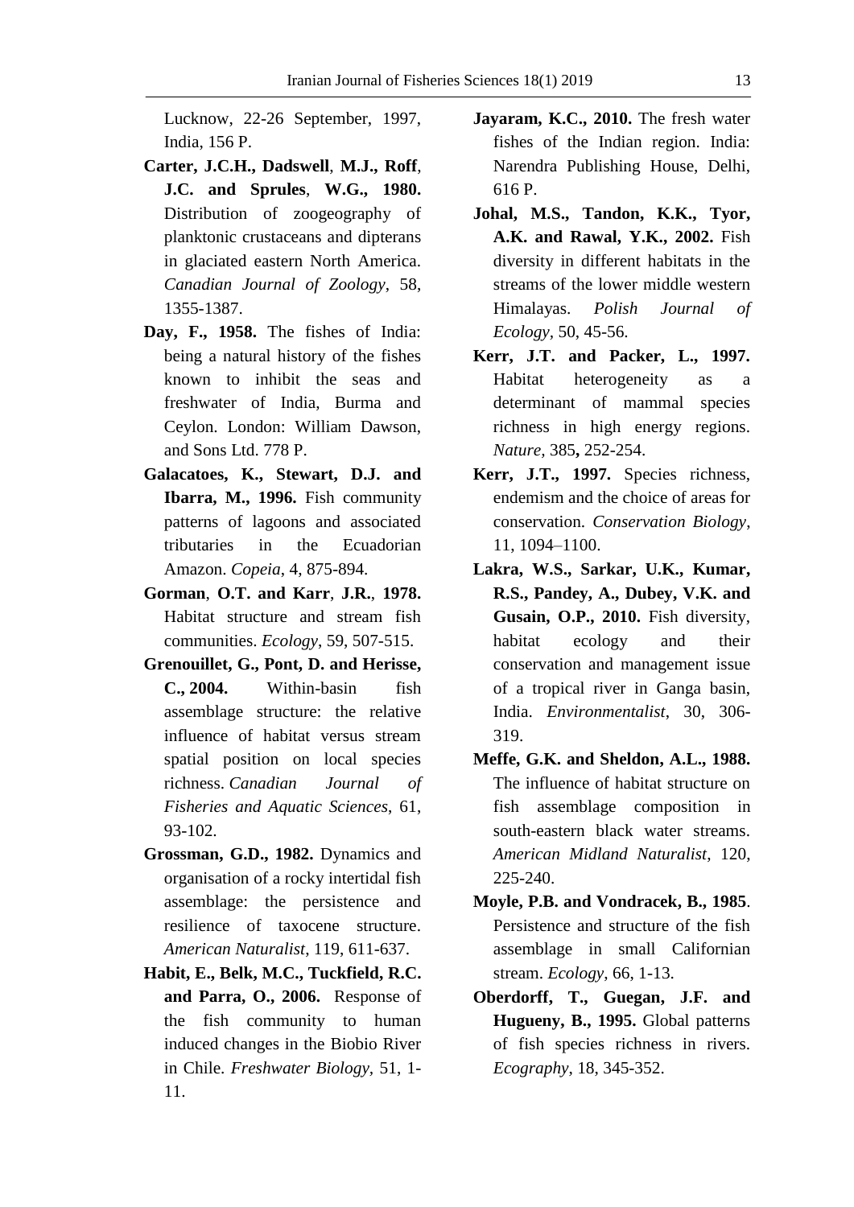Lucknow, 22-26 September, 1997, India, 156 P.

**Carter, J.C.H., Dadswell, M.J., Roff, J.C. and Sprules, W.G., 1980.** Distribution of zoogeography of planktonic crustaceans and dipterans in glaciated eastern North America. *Canadian Journal of Zoology*, 58, 1355-1387.

**Day, F., 1958.** The fishes of India: being a natural history of the fishes known to inhibit the seas and freshwater of India, Burma and Ceylon. London: William Dawson, and Sons Ltd. 778 P.

**Galacatoes, K., Stewart, D.J. and Ibarra, M., 1996.** Fish community patterns of lagoons and associated tributaries in the Ecuadorian Amazon. *Copeia*, 4, 875-894.

**Gorman, O.T. and Karr, J.R., 1978.** Habitat structure and stream fish communities. *Ecology*, 59, 507-515.

**Grenouillet, G., Pont, D. and Herisse, C., 2004.** Within-basin fish assemblage structure: the relative influence of habitat versus stream spatial position on local species richness. *Canadian Journal of Fisheries and Aquatic Sciences*, 61, 93-102.

**Grossman, G.D., 1982.** Dynamics and organisation of a rocky intertidal fish assemblage: the persistence and resilience of taxocene structure. *American Naturalist*, 119, 611-637.

**Habit, E., Belk, M.C., Tuckfield, R.C. and Parra, O., 2006.** Response of the fish community to human induced changes in the Biobio River in Chile. *Freshwater Biology*, 51, 1-11.

**Jayaram, K.C., 2010.** The fresh water fishes of the Indian region. India: Narendra Publishing House, Delhi, 616 P.

**Johal, M.S., Tandon, K.K., Tyor, A.K. and Rawal, Y.K., 2002.** Fish diversity in different habitats in the streams of the lower middle western Himalayas. *Polish Journal of Ecology*, 50, 45-56.

**Kerr, J.T. and Packer, L., 1997.** Habitat heterogeneity as a determinant of mammal species richness in high energy regions. *Nature*, 385**,** 252-254.

**Kerr, J.T., 1997.** Species richness, endemism and the choice of areas for conservation. *Conservation Biology*, 11, 1094–1100.

**Lakra, W.S., Sarkar, U.K., Kumar, R.S., Pandey, A., Dubey, V.K. and Gusain, O.P., 2010.** Fish diversity, habitat ecology and their conservation and management issue of a tropical river in Ganga basin, India. *Environmentalist*, 30, 306-319.

**Meffe, G.K. and Sheldon, A.L., 1988.** The influence of habitat structure on fish assemblage composition in south-eastern black water streams. *American Midland Naturalist*, 120, 225-240.

**Moyle, P.B. and Vondracek, B., 1985**. Persistence and structure of the fish assemblage in small Californian stream. *Ecology*, 66, 1-13.

**Oberdorff, T., Guegan, J.F. and Hugueny, B., 1995.** Global patterns of fish species richness in rivers. *Ecography*, 18, 345-352.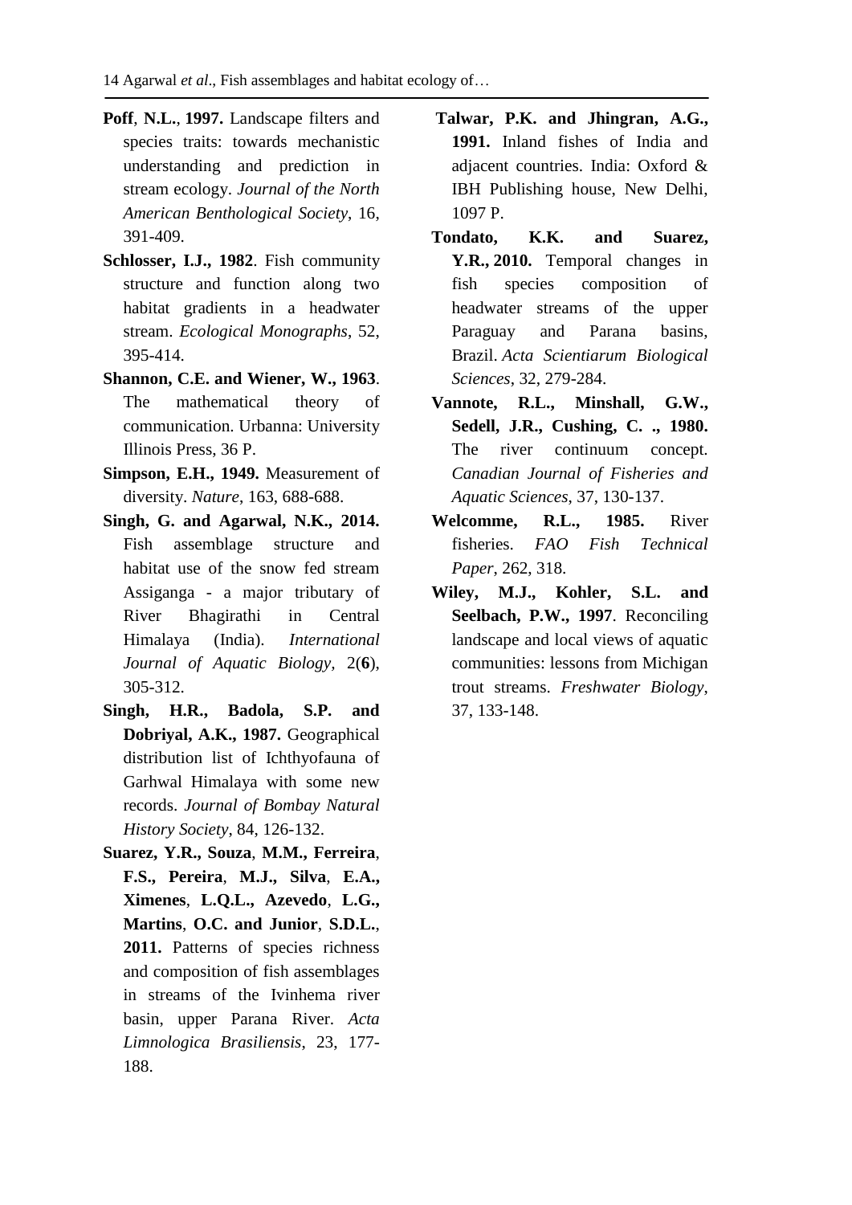**Poff**, **N.L.**, **1997.** Landscape filters and species traits: towards mechanistic understanding and prediction in stream ecology. *Journal of the North American Benthological Society*, 16, 391-409.

**Schlosser, I.J., 1982**. Fish community structure and function along two habitat gradients in a headwater stream. *Ecological Monographs*, 52, 395-414.

**Shannon, C.E. and Wiener, W., 1963**. The mathematical theory of communication. Urbanna: University Illinois Press, 36 P.

**Simpson, E.H., 1949.** Measurement of diversity. *Nature*, 163, 688-688.

**Singh, G. and Agarwal, N.K., 2014.** Fish assemblage structure and habitat use of the snow fed stream Assiganga - a major tributary of River Bhagirathi in Central Himalaya (India). *International Journal of Aquatic Biology*, 2(**6**), 305-312.

**Singh, H.R., Badola, S.P. and Dobriyal, A.K., 1987.** Geographical distribution list of Ichthyofauna of Garhwal Himalaya with some new records. *Journal of Bombay Natural History Society*, 84, 126-132.

**Suarez, Y.R., Souza**, **M.M., Ferreira**, **F.S., Pereira**, **M.J., Silva**, **E.A., Ximenes**, **L.Q.L., Azevedo**, **L.G., Martins**, **O.C. and Junior**, **S.D.L.**, **2011.** Patterns of species richness and composition of fish assemblages in streams of the Ivinhema river basin, upper Parana River. *Acta Limnologica Brasiliensis*, 23, 177-188.

**Talwar, P.K. and Jhingran, A.G., 1991.** Inland fishes of India and adjacent countries. India: Oxford & IBH Publishing house, New Delhi, 1097 P.

**Tondato, K.K. and Suarez, Y.R., 2010.** Temporal changes in fish species composition of headwater streams of the upper Paraguay and Parana basins, Brazil. *Acta Scientiarum Biological Sciences*, 32, 279-284.

**Vannote, R.L., Minshall, G.W., Sedell, J.R., Cushing, C. ., 1980.** The river continuum concept. *Canadian Journal of Fisheries and Aquatic Sciences*, 37, 130-137.

**Welcomme, R.L., 1985.** River fisheries. *FAO Fish Technical Paper*, 262, 318.

**Wiley, M.J., Kohler, S.L. and Seelbach, P.W., 1997**. Reconciling landscape and local views of aquatic communities: lessons from Michigan trout streams. *Freshwater Biology*, 37, 133-148.